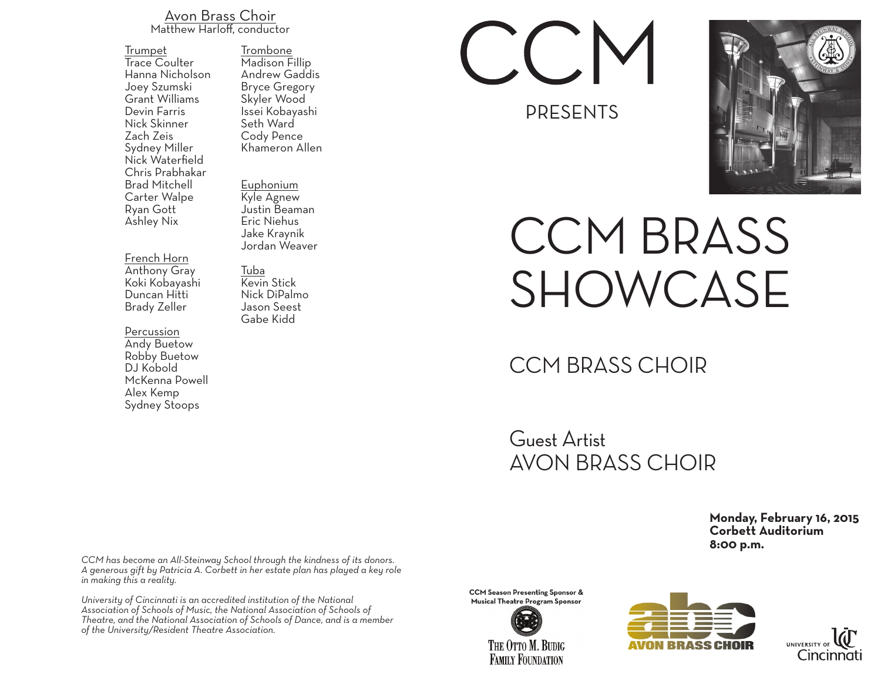## Avon Brass Choir
Matthew Harloff, conductor

**Trumpet**
Trace Coulter
Hanna Nicholson
Joey Szumski
Grant Williams
Devin Farris
Nick Skinner
Zach Zeis
Sydney Miller
Nick Waterfield
Chris Prabhakar
Brad Mitchell
Carter Walpe
Ryan Gott
Ashley Nix

**French Horn**
Anthony Gray
Koki Kobayashi
Duncan Hitti
Brady Zeller

**Percussion**
Andy Buetow
Robby Buetow
DJ Kobold
McKenna Powell
Alex Kemp
Sydney Stoops

**Trombone**
Madison Fillip
Andrew Gaddis
Bryce Gregory
Skyler Wood
Issei Kobayashi
Seth Ward
Cody Pence
Khameron Allen

**Euphonium**
Kyle Agnew
Justin Beaman
Eric Niehus
Jake Kraynik
Jordan Weaver

**Tuba**
Kevin Stick
Nick DiPalmo
Jason Seest
Gabe Kidd

*CCM has become an All-Steinway School through the kindness of its donors. A generous gift by Patricia A. Corbett in her estate plan has played a key role in making this a reality.*

*University of Cincinnati is an accredited institution of the National Association of Schools of Music, the National Association of Schools of Theatre, and the National Association of Schools of Dance, and is a member of the University/Resident Theatre Association.*

# CCM

PRESENTS

# CCM BRASS SHOWCASE

## CCM BRASS CHOIR

Guest Artist
## AVON BRASS CHOIR

**Monday, February 16, 2015**
**Corbett Auditorium**
**8:00 p.m.**

**CCM Season Presenting Sponsor & Musical Theatre Program Sponsor**
The Otto M. Budig Family Foundation

AVON BRASS CHOIR

University of Cincinnati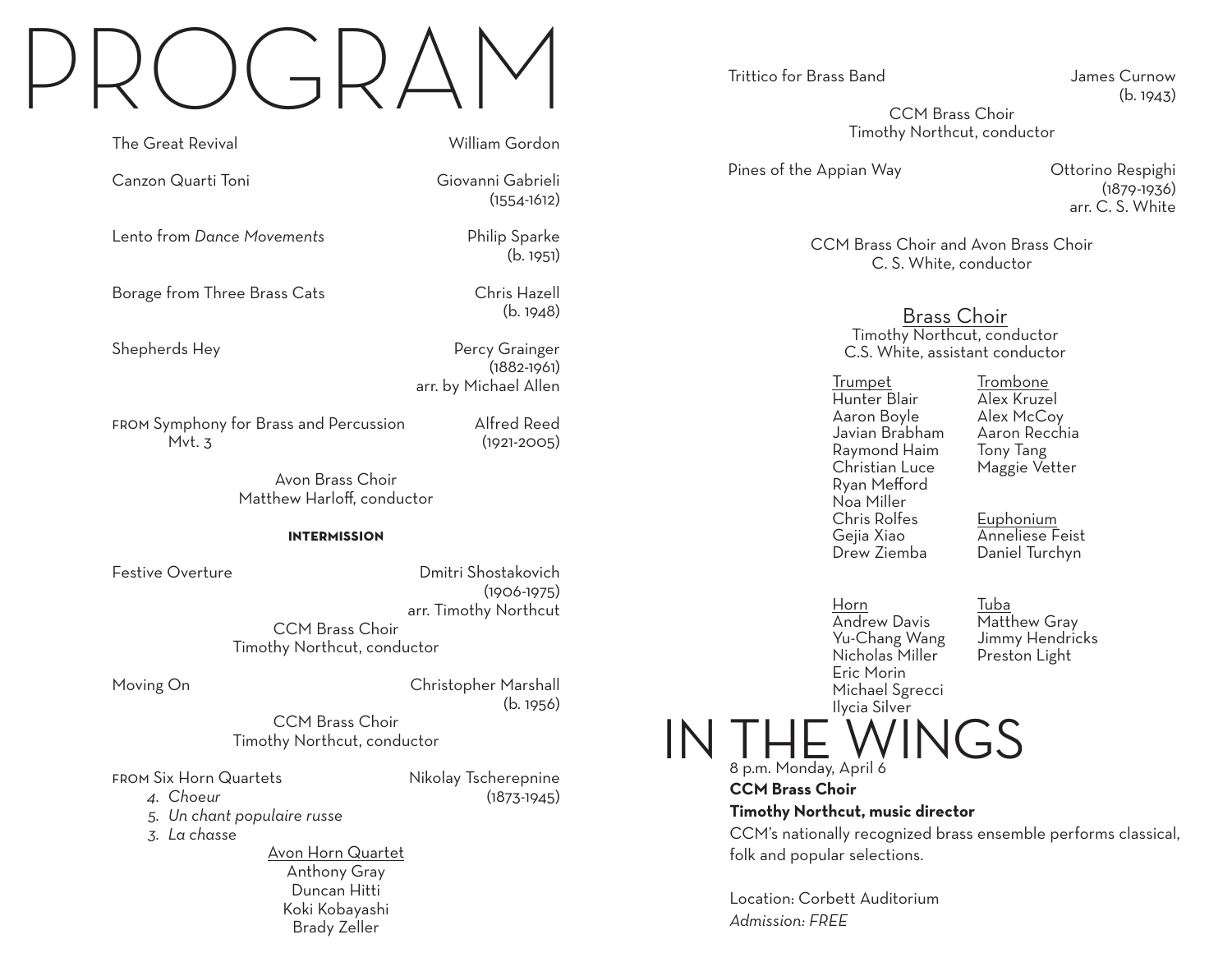# PROGRAM

The Great Revival — William Gordon

Canzon Quarti Toni — Giovanni Gabrieli (1554-1612)

Lento from *Dance Movements* — Philip Sparke (b. 1951)

Borage from Three Brass Cats — Chris Hazell (b. 1948)

Shepherds Hey — Percy Grainger (1882-1961), arr. by Michael Allen

FROM Symphony for Brass and Percussion, Mvt. 3 — Alfred Reed (1921-2005)

Avon Brass Choir
Matthew Harloff, conductor

**INTERMISSION**

Festive Overture — Dmitri Shostakovich (1906-1975), arr. Timothy Northcut

CCM Brass Choir
Timothy Northcut, conductor

Moving On — Christopher Marshall (b. 1956)

CCM Brass Choir
Timothy Northcut, conductor

FROM Six Horn Quartets — Nikolay Tcherepnine (1873-1945)

4. *Choeur*
5. *Un chant populaire russe*
3. *La chasse*

Avon Horn Quartet
Anthony Gray
Duncan Hitti
Koki Kobayashi
Brady Zeller

Trittico for Brass Band — James Curnow (b. 1943)

CCM Brass Choir
Timothy Northcut, conductor

Pines of the Appian Way — Ottorino Respighi (1879-1936), arr. C. S. White

CCM Brass Choir and Avon Brass Choir
C. S. White, conductor

## Brass Choir

Timothy Northcut, conductor
C.S. White, assistant conductor

**Trumpet**
Hunter Blair
Aaron Boyle
Javian Brabham
Raymond Haim
Christian Luce
Ryan Mefford
Noa Miller
Chris Rolfes
Gejia Xiao
Drew Ziemba

**Trombone**
Alex Kruzel
Alex McCoy
Aaron Recchia
Tony Tang
Maggie Vetter

**Euphonium**
Anneliese Feist
Daniel Turchyn

**Horn**
Andrew Davis
Yu-Chang Wang
Nicholas Miller
Eric Morin
Michael Sgrecci
Ilycia Silver

**Tuba**
Matthew Gray
Jimmy Hendricks
Preston Light

# IN THE WINGS

8 p.m. Monday, April 6
**CCM Brass Choir**
**Timothy Northcut, music director**
CCM's nationally recognized brass ensemble performs classical, folk and popular selections.

Location: Corbett Auditorium
*Admission: FREE*